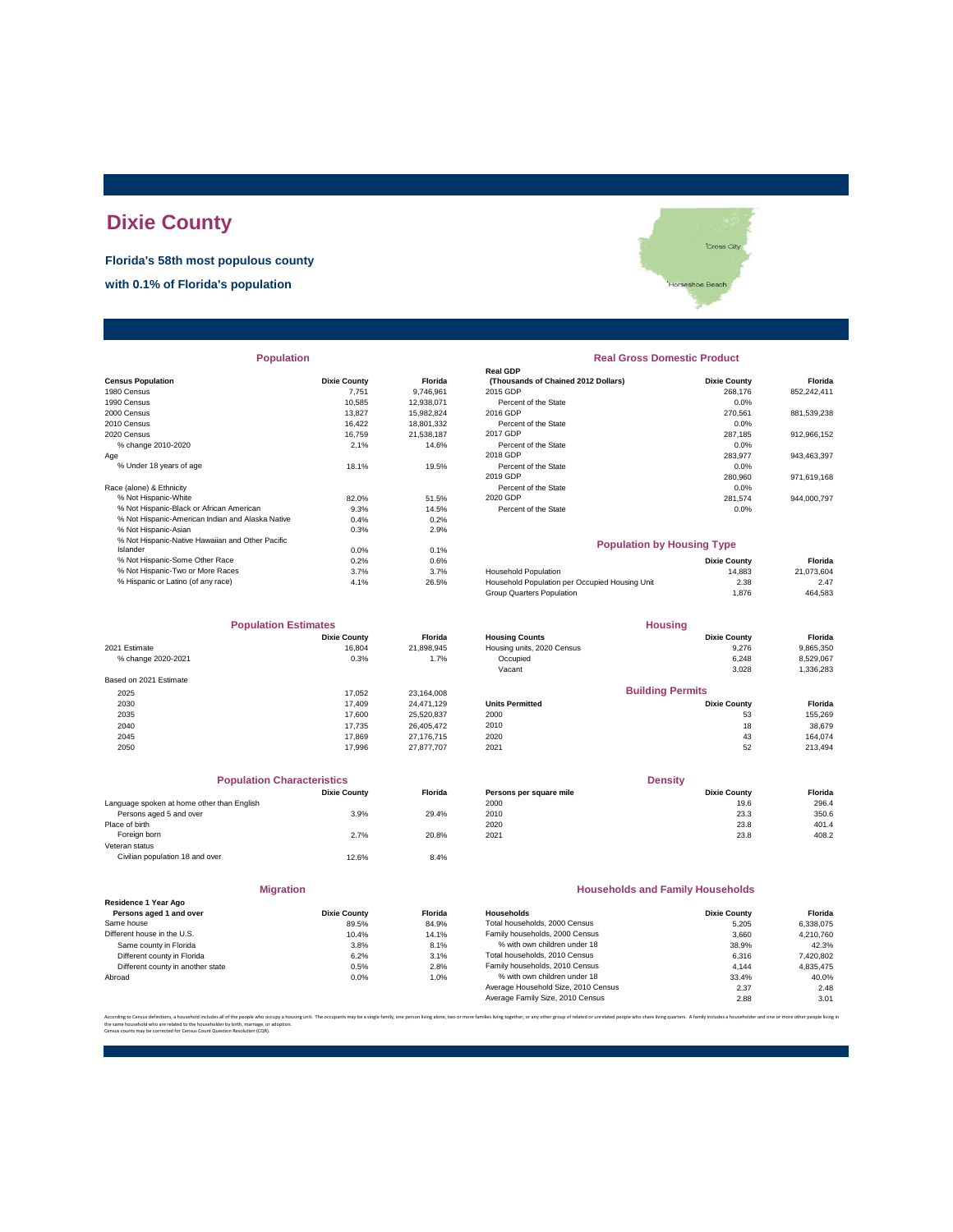# Dixie County

**Florida's 58th most populous county**

**with 0.1% of Florida's population**

## Population

| Census Population | Dixie County | Florida |
|---|---|---|
| 1980 Census | 7,751 | 9,746,961 |
| 1990 Census | 10,585 | 12,938,071 |
| 2000 Census | 13,827 | 15,982,824 |
| 2010 Census | 16,422 | 18,801,332 |
| 2020 Census | 16,759 | 21,538,187 |
| % change 2010-2020 | 2.1% | 14.6% |
| Age | | |
| % Under 18 years of age | 18.1% | 19.5% |
| Race (alone) & Ethnicity | | |
| % Not Hispanic-White | 82.0% | 51.5% |
| % Not Hispanic-Black or African American | 9.3% | 14.5% |
| % Not Hispanic-American Indian and Alaska Native | 0.4% | 0.2% |
| % Not Hispanic-Asian | 0.3% | 2.9% |
| % Not Hispanic-Native Hawaiian and Other Pacific Islander | 0.0% | 0.1% |
| % Not Hispanic-Some Other Race | 0.2% | 0.6% |
| % Not Hispanic-Two or More Races | 3.7% | 3.7% |
| % Hispanic or Latino (of any race) | 4.1% | 26.5% |

## Real Gross Domestic Product

| Real GDP (Thousands of Chained 2012 Dollars) | Dixie County | Florida |
|---|---|---|
| 2015 GDP | 268,176 | 852,242,411 |
| Percent of the State | 0.0% | |
| 2016 GDP | 270,561 | 881,539,238 |
| Percent of the State | 0.0% | |
| 2017 GDP | 287,185 | 912,966,152 |
| Percent of the State | 0.0% | |
| 2018 GDP | 283,977 | 943,463,397 |
| Percent of the State | 0.0% | |
| 2019 GDP | 280,960 | 971,619,168 |
| Percent of the State | 0.0% | |
| 2020 GDP | 281,574 | 944,000,797 |
| Percent of the State | 0.0% | |

## Population by Housing Type

| | Dixie County | Florida |
|---|---|---|
| Household Population | 14,883 | 21,073,604 |
| Household Population per Occupied Housing Unit | 2.38 | 2.47 |
| Group Quarters Population | 1,876 | 464,583 |

## Population Estimates

| | Dixie County | Florida |
|---|---|---|
| 2021 Estimate | 16,804 | 21,898,945 |
| % change 2020-2021 | 0.3% | 1.7% |
| Based on 2021 Estimate | | |
| 2025 | 17,052 | 23,164,008 |
| 2030 | 17,409 | 24,471,129 |
| 2035 | 17,600 | 25,520,837 |
| 2040 | 17,735 | 26,405,472 |
| 2045 | 17,869 | 27,176,715 |
| 2050 | 17,996 | 27,877,707 |

## Housing

| Housing Counts | Dixie County | Florida |
|---|---|---|
| Housing units, 2020 Census | 9,276 | 9,865,350 |
| Occupied | 6,248 | 8,529,067 |
| Vacant | 3,028 | 1,336,283 |

## Building Permits

| Units Permitted | Dixie County | Florida |
|---|---|---|
| 2000 | 53 | 155,269 |
| 2010 | 18 | 38,679 |
| 2020 | 43 | 164,074 |
| 2021 | 52 | 213,494 |

## Population Characteristics

| | Dixie County | Florida |
|---|---|---|
| Language spoken at home other than English | | |
| Persons aged 5 and over | 3.9% | 29.4% |
| Place of birth | | |
| Foreign born | 2.7% | 20.8% |
| Veteran status | | |
| Civilian population 18 and over | 12.6% | 8.4% |

## Density

| Persons per square mile | Dixie County | Florida |
|---|---|---|
| 2000 | 19.6 | 296.4 |
| 2010 | 23.3 | 350.6 |
| 2020 | 23.8 | 401.4 |
| 2021 | 23.8 | 408.2 |

## Migration

| Residence 1 Year Ago Persons aged 1 and over | Dixie County | Florida |
|---|---|---|
| Same house | 89.5% | 84.9% |
| Different house in the U.S. | 10.4% | 14.1% |
| Same county in Florida | 3.8% | 8.1% |
| Different county in Florida | 6.2% | 3.1% |
| Different county in another state | 0.5% | 2.8% |
| Abroad | 0.0% | 1.0% |

## Households and Family Households

| Households | Dixie County | Florida |
|---|---|---|
| Total households, 2000 Census | 5,205 | 6,338,075 |
| Family households, 2000 Census | 3,660 | 4,210,760 |
| % with own children under 18 | 38.9% | 42.3% |
| Total households, 2010 Census | 6,316 | 7,420,802 |
| Family households, 2010 Census | 4,144 | 4,835,475 |
| % with own children under 18 | 33.4% | 40.0% |
| Average Household Size, 2010 Census | 2.37 | 2.48 |
| Average Family Size, 2010 Census | 2.88 | 3.01 |

According to Census definitions, a household includes all of the people who occupy a housing unit. The occupants may be a single family, one person living alone, two or more families living together, or any other group of related or unrelated people who share living quarters. A family includes a householder and one or more other people living in the same household who are related to the householder by birth, marriage, or adoption.
Census counts may be corrected for Census Count Question Resolution (CQR).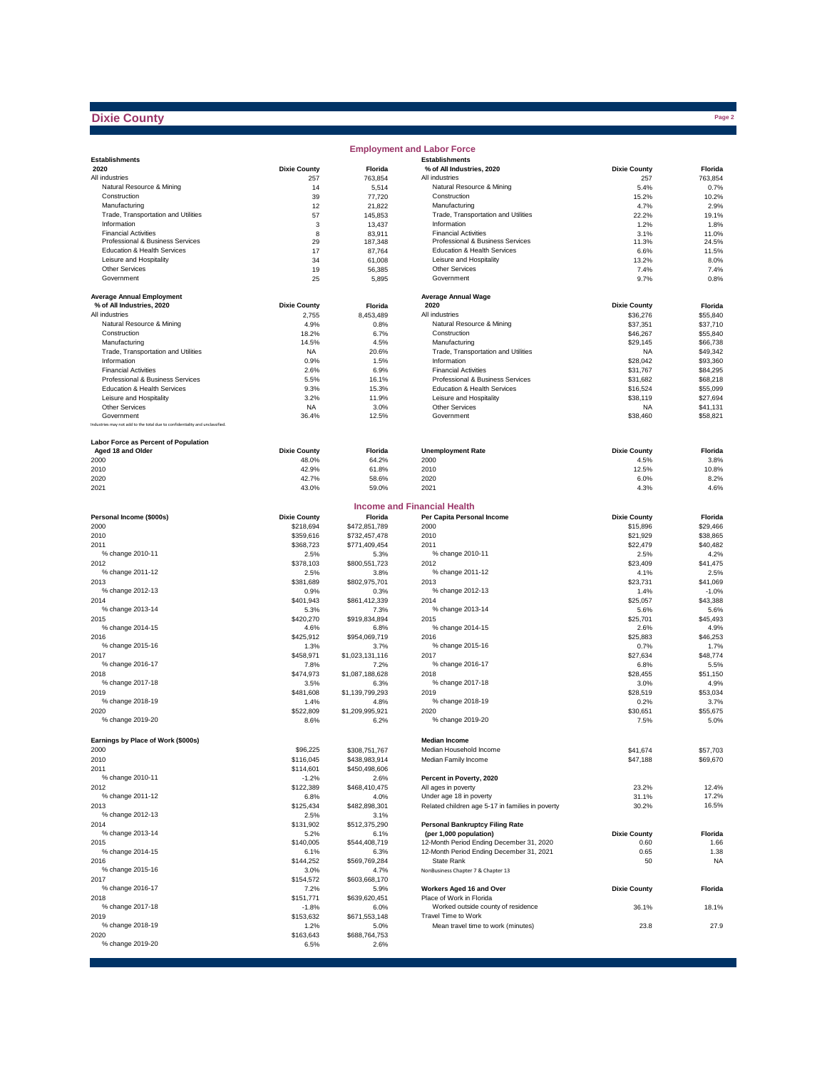# Dixie County

## Employment and Labor Force

| Establishments 2020 | Dixie County | Florida |
|---|---|---|
| All industries | 257 | 763,854 |
| Natural Resource & Mining | 14 | 5,514 |
| Construction | 39 | 77,720 |
| Manufacturing | 12 | 21,822 |
| Trade, Transportation and Utilities | 57 | 145,853 |
| Information | 3 | 13,437 |
| Financial Activities | 8 | 83,911 |
| Professional & Business Services | 29 | 187,348 |
| Education & Health Services | 17 | 87,764 |
| Leisure and Hospitality | 34 | 61,008 |
| Other Services | 19 | 56,385 |
| Government | 25 | 5,895 |

| Establishments % of All Industries, 2020 | Dixie County | Florida |
|---|---|---|
| All industries | 257 | 763,854 |
| Natural Resource & Mining | 5.4% | 0.7% |
| Construction | 15.2% | 10.2% |
| Manufacturing | 4.7% | 2.9% |
| Trade, Transportation and Utilities | 22.2% | 19.1% |
| Information | 1.2% | 1.8% |
| Financial Activities | 3.1% | 11.0% |
| Professional & Business Services | 11.3% | 24.5% |
| Education & Health Services | 6.6% | 11.5% |
| Leisure and Hospitality | 13.2% | 8.0% |
| Other Services | 7.4% | 7.4% |
| Government | 9.7% | 0.8% |

| Average Annual Employment % of All Industries, 2020 | Dixie County | Florida |
|---|---|---|
| All industries | 2,755 | 8,453,489 |
| Natural Resource & Mining | 4.9% | 0.8% |
| Construction | 18.2% | 6.7% |
| Manufacturing | 14.5% | 4.5% |
| Trade, Transportation and Utilities | NA | 20.6% |
| Information | 0.9% | 1.5% |
| Financial Activities | 2.6% | 6.9% |
| Professional & Business Services | 5.5% | 16.1% |
| Education & Health Services | 9.3% | 15.3% |
| Leisure and Hospitality | 3.2% | 11.9% |
| Other Services | NA | 3.0% |
| Government | 36.4% | 12.5% |

Industries may not add to the total due to confidentiality and unclassified.

| Average Annual Wage 2020 | Dixie County | Florida |
|---|---|---|
| All industries | $36,276 | $55,840 |
| Natural Resource & Mining | $37,351 | $37,710 |
| Construction | $46,267 | $55,840 |
| Manufacturing | $29,145 | $66,738 |
| Trade, Transportation and Utilities | NA | $49,342 |
| Information | $28,042 | $93,360 |
| Financial Activities | $31,767 | $84,295 |
| Professional & Business Services | $31,682 | $68,218 |
| Education & Health Services | $16,524 | $55,099 |
| Leisure and Hospitality | $38,119 | $27,694 |
| Other Services | NA | $41,131 |
| Government | $38,460 | $58,821 |

| Labor Force as Percent of Population Aged 18 and Older | Dixie County | Florida |
|---|---|---|
| 2000 | 48.0% | 64.2% |
| 2010 | 42.9% | 61.8% |
| 2020 | 42.7% | 58.6% |
| 2021 | 43.0% | 59.0% |

| Unemployment Rate | Dixie County | Florida |
|---|---|---|
| 2000 | 4.5% | 3.8% |
| 2010 | 12.5% | 10.8% |
| 2020 | 6.0% | 8.2% |
| 2021 | 4.3% | 4.6% |

## Income and Financial Health

| Personal Income ($000s) | Dixie County | Florida |
|---|---|---|
| 2000 | $218,694 | $472,851,789 |
| 2010 | $359,616 | $732,457,478 |
| 2011 | $368,723 | $771,409,454 |
| % change 2010-11 | 2.5% | 5.3% |
| 2012 | $378,103 | $800,551,723 |
| % change 2011-12 | 2.5% | 3.8% |
| 2013 | $381,689 | $802,975,701 |
| % change 2012-13 | 0.9% | 0.3% |
| 2014 | $401,943 | $861,412,339 |
| % change 2013-14 | 5.3% | 7.3% |
| 2015 | $420,270 | $919,834,894 |
| % change 2014-15 | 4.6% | 6.8% |
| 2016 | $425,912 | $954,069,719 |
| % change 2015-16 | 1.3% | 3.7% |
| 2017 | $458,971 | $1,023,131,116 |
| % change 2016-17 | 7.8% | 7.2% |
| 2018 | $474,973 | $1,087,188,628 |
| % change 2017-18 | 3.5% | 6.3% |
| 2019 | $481,608 | $1,139,799,293 |
| % change 2018-19 | 1.4% | 4.8% |
| 2020 | $522,809 | $1,209,995,921 |
| % change 2019-20 | 8.6% | 6.2% |

| Per Capita Personal Income | Dixie County | Florida |
|---|---|---|
| 2000 | $15,896 | $29,466 |
| 2010 | $21,929 | $38,865 |
| 2011 | $22,479 | $40,482 |
| % change 2010-11 | 2.5% | 4.2% |
| 2012 | $23,409 | $41,475 |
| % change 2011-12 | 4.1% | 2.5% |
| 2013 | $23,731 | $41,069 |
| % change 2012-13 | 1.4% | -1.0% |
| 2014 | $25,057 | $43,388 |
| % change 2013-14 | 5.6% | 5.6% |
| 2015 | $25,701 | $45,493 |
| % change 2014-15 | 2.6% | 4.9% |
| 2016 | $25,883 | $46,253 |
| % change 2015-16 | 0.7% | 1.7% |
| 2017 | $27,634 | $48,774 |
| % change 2016-17 | 6.8% | 5.5% |
| 2018 | $28,455 | $51,150 |
| % change 2017-18 | 3.0% | 4.9% |
| 2019 | $28,519 | $53,034 |
| % change 2018-19 | 0.2% | 3.7% |
| 2020 | $30,651 | $55,675 |
| % change 2019-20 | 7.5% | 5.0% |

| Earnings by Place of Work ($000s) | Dixie County | Florida |
|---|---|---|
| 2000 | $96,225 | $308,751,767 |
| 2010 | $116,045 | $438,983,914 |
| 2011 | $114,601 | $450,498,606 |
| % change 2010-11 | -1.2% | 2.6% |
| 2012 | $122,389 | $468,410,475 |
| % change 2011-12 | 6.8% | 4.0% |
| 2013 | $125,434 | $482,898,301 |
| % change 2012-13 | 2.5% | 3.1% |
| 2014 | $131,902 | $512,375,290 |
| % change 2013-14 | 5.2% | 6.1% |
| 2015 | $140,005 | $544,408,719 |
| % change 2014-15 | 6.1% | 6.3% |
| 2016 | $144,252 | $569,769,284 |
| % change 2015-16 | 3.0% | 4.7% |
| 2017 | $154,572 | $603,668,170 |
| % change 2016-17 | 7.2% | 5.9% |
| 2018 | $151,771 | $639,620,451 |
| % change 2017-18 | -1.8% | 6.0% |
| 2019 | $153,632 | $671,553,148 |
| % change 2018-19 | 1.2% | 5.0% |
| 2020 | $163,643 | $688,764,753 |
| % change 2019-20 | 6.5% | 2.6% |

| Median Income | Dixie County | Florida |
|---|---|---|
| Median Household Income | $41,674 | $57,703 |
| Median Family Income | $47,188 | $69,670 |

| Percent in Poverty, 2020 | Dixie County | Florida |
|---|---|---|
| All ages in poverty | 23.2% | 12.4% |
| Under age 18 in poverty | 31.1% | 17.2% |
| Related children age 5-17 in families in poverty | 30.2% | 16.5% |

| Personal Bankruptcy Filing Rate (per 1,000 population) | Dixie County | Florida |
|---|---|---|
| 12-Month Period Ending December 31, 2020 | 0.60 | 1.66 |
| 12-Month Period Ending December 31, 2021 | 0.65 | 1.38 |
| State Rank | 50 | NA |

NonBusiness Chapter 7 & Chapter 13

| Workers Aged 16 and Over | Dixie County | Florida |
|---|---|---|
| Place of Work in Florida | | |
| Worked outside county of residence | 36.1% | 18.1% |
| Travel Time to Work | | |
| Mean travel time to work (minutes) | 23.8 | 27.9 |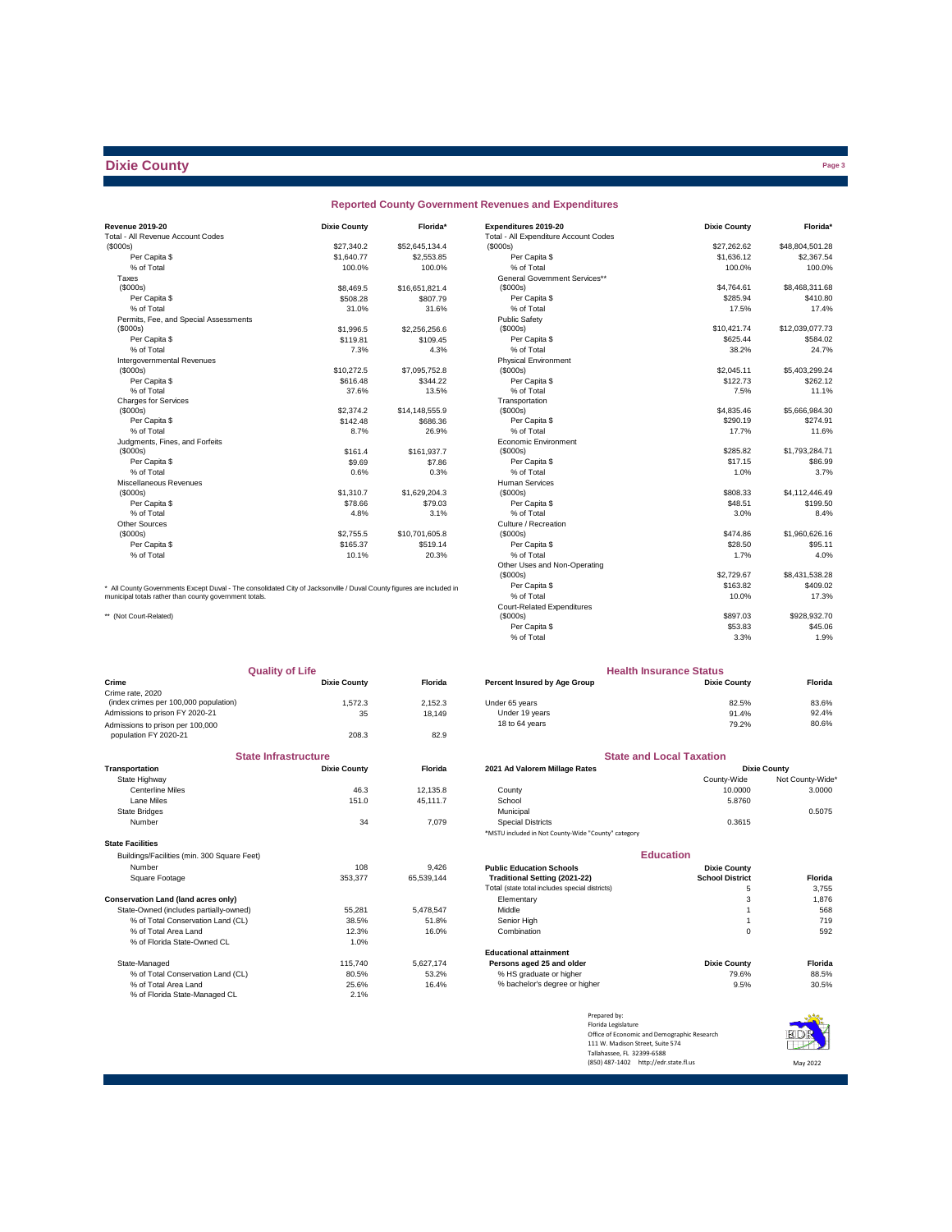# Dixie County

## Reported County Government Revenues and Expenditures

| Revenue 2019-20 | Dixie County | Florida* |
|---|---|---|
| Total - All Revenue Account Codes | | |
| ($000s) | $27,340.2 | $52,645,134.4 |
| Per Capita $ | $1,640.77 | $2,553.85 |
| % of Total | 100.0% | 100.0% |
| Taxes | | |
| ($000s) | $8,469.5 | $16,651,821.4 |
| Per Capita $ | $508.28 | $807.79 |
| % of Total | 31.0% | 31.6% |
| Permits, Fee, and Special Assessments | | |
| ($000s) | $1,996.5 | $2,256,256.6 |
| Per Capita $ | $119.81 | $109.45 |
| % of Total | 7.3% | 4.3% |
| Intergovernmental Revenues | | |
| ($000s) | $10,272.5 | $7,095,752.8 |
| Per Capita $ | $616.48 | $344.22 |
| % of Total | 37.6% | 13.5% |
| Charges for Services | | |
| ($000s) | $2,374.2 | $14,148,555.9 |
| Per Capita $ | $142.48 | $686.36 |
| % of Total | 8.7% | 26.9% |
| Judgments, Fines, and Forfeits | | |
| ($000s) | $161.4 | $161,937.7 |
| Per Capita $ | $9.69 | $7.86 |
| % of Total | 0.6% | 0.3% |
| Miscellaneous Revenues | | |
| ($000s) | $1,310.7 | $1,629,204.3 |
| Per Capita $ | $78.66 | $79.03 |
| % of Total | 4.8% | 3.1% |
| Other Sources | | |
| ($000s) | $2,755.5 | $10,701,605.8 |
| Per Capita $ | $165.37 | $519.14 |
| % of Total | 10.1% | 20.3% |

\* All County Governments Except Duval - The consolidated City of Jacksonville / Duval County figures are included in municipal totals rather than county government totals.

** (Not Court-Related)

| Expenditures 2019-20 | Dixie County | Florida* |
|---|---|---|
| Total - All Expenditure Account Codes | | |
| ($000s) | $27,262.62 | $48,804,501.28 |
| Per Capita $ | $1,636.12 | $2,367.54 |
| % of Total | 100.0% | 100.0% |
| General Government Services** | | |
| ($000s) | $4,764.61 | $8,468,311.68 |
| Per Capita $ | $285.94 | $410.80 |
| % of Total | 17.5% | 17.4% |
| Public Safety | | |
| ($000s) | $10,421.74 | $12,039,077.73 |
| Per Capita $ | $625.44 | $584.02 |
| % of Total | 38.2% | 24.7% |
| Physical Environment | | |
| ($000s) | $2,045.11 | $5,403,299.24 |
| Per Capita $ | $122.73 | $262.12 |
| % of Total | 7.5% | 11.1% |
| Transportation | | |
| ($000s) | $4,835.46 | $5,666,984.30 |
| Per Capita $ | $290.19 | $274.91 |
| % of Total | 17.7% | 11.6% |
| Economic Environment | | |
| ($000s) | $285.82 | $1,793,284.71 |
| Per Capita $ | $17.15 | $86.99 |
| % of Total | 1.0% | 3.7% |
| Human Services | | |
| ($000s) | $808.33 | $4,112,446.49 |
| Per Capita $ | $48.51 | $199.50 |
| % of Total | 3.0% | 8.4% |
| Culture / Recreation | | |
| ($000s) | $474.86 | $1,960,626.16 |
| Per Capita $ | $28.50 | $95.11 |
| % of Total | 1.7% | 4.0% |
| Other Uses and Non-Operating | | |
| ($000s) | $2,729.67 | $8,431,538.28 |
| Per Capita $ | $163.82 | $409.02 |
| % of Total | 10.0% | 17.3% |
| Court-Related Expenditures | | |
| ($000s) | $897.03 | $928,932.70 |
| Per Capita $ | $53.83 | $45.06 |
| % of Total | 3.3% | 1.9% |

## Quality of Life

| Crime | Dixie County | Florida |
|---|---|---|
| Crime rate, 2020 (index crimes per 100,000 population) | 1,572.3 | 2,152.3 |
| Admissions to prison FY 2020-21 | 35 | 18,149 |
| Admissions to prison per 100,000 population FY 2020-21 | 208.3 | 82.9 |

## Health Insurance Status

| Percent Insured by Age Group | Dixie County | Florida |
|---|---|---|
| Under 65 years | 82.5% | 83.6% |
| Under 19 years | 91.4% | 92.4% |
| 18 to 64 years | 79.2% | 80.6% |

## State Infrastructure

| Transportation | Dixie County | Florida |
|---|---|---|
| State Highway | | |
| Centerline Miles | 46.3 | 12,135.8 |
| Lane Miles | 151.0 | 45,111.7 |
| State Bridges | | |
| Number | 34 | 7,079 |

| State Facilities | Dixie County | Florida |
|---|---|---|
| Buildings/Facilities (min. 300 Square Feet) | | |
| Number | 108 | 9,426 |
| Square Footage | 353,377 | 65,539,144 |

| Conservation Land (land acres only) | Dixie County | Florida |
|---|---|---|
| State-Owned (includes partially-owned) | 55,281 | 5,478,547 |
| % of Total Conservation Land (CL) | 38.5% | 51.8% |
| % of Total Area Land | 12.3% | 16.0% |
| % of Florida State-Owned CL | 1.0% | |
| State-Managed | 115,740 | 5,627,174 |
| % of Total Conservation Land (CL) | 80.5% | 53.2% |
| % of Total Area Land | 25.6% | 16.4% |
| % of Florida State-Managed CL | 2.1% | |

## State and Local Taxation

| 2021 Ad Valorem Millage Rates | Dixie County County-Wide | Dixie County Not County-Wide* |
|---|---|---|
| County | 10.0000 | 3.0000 |
| School | 5.8760 | |
| Municipal | | 0.5075 |
| Special Districts | 0.3615 | |

*MSTU included in Not County-Wide "County" category

## Education

| Public Education Schools Traditional Setting (2021-22) | Dixie County School District | Florida |
|---|---|---|
| Total (state total includes special districts) | 5 | 3,755 |
| Elementary | 3 | 1,876 |
| Middle | 1 | 568 |
| Senior High | 1 | 719 |
| Combination | 0 | 592 |

| Educational attainment Persons aged 25 and older | Dixie County | Florida |
|---|---|---|
| % HS graduate or higher | 79.6% | 88.5% |
| % bachelor's degree or higher | 9.5% | 30.5% |

Prepared by:
Florida Legislature
Office of Economic and Demographic Research
111 W. Madison Street, Suite 574
Tallahassee, FL 32399-6588
(850) 487-1402 http://edr.state.fl.us

May 2022